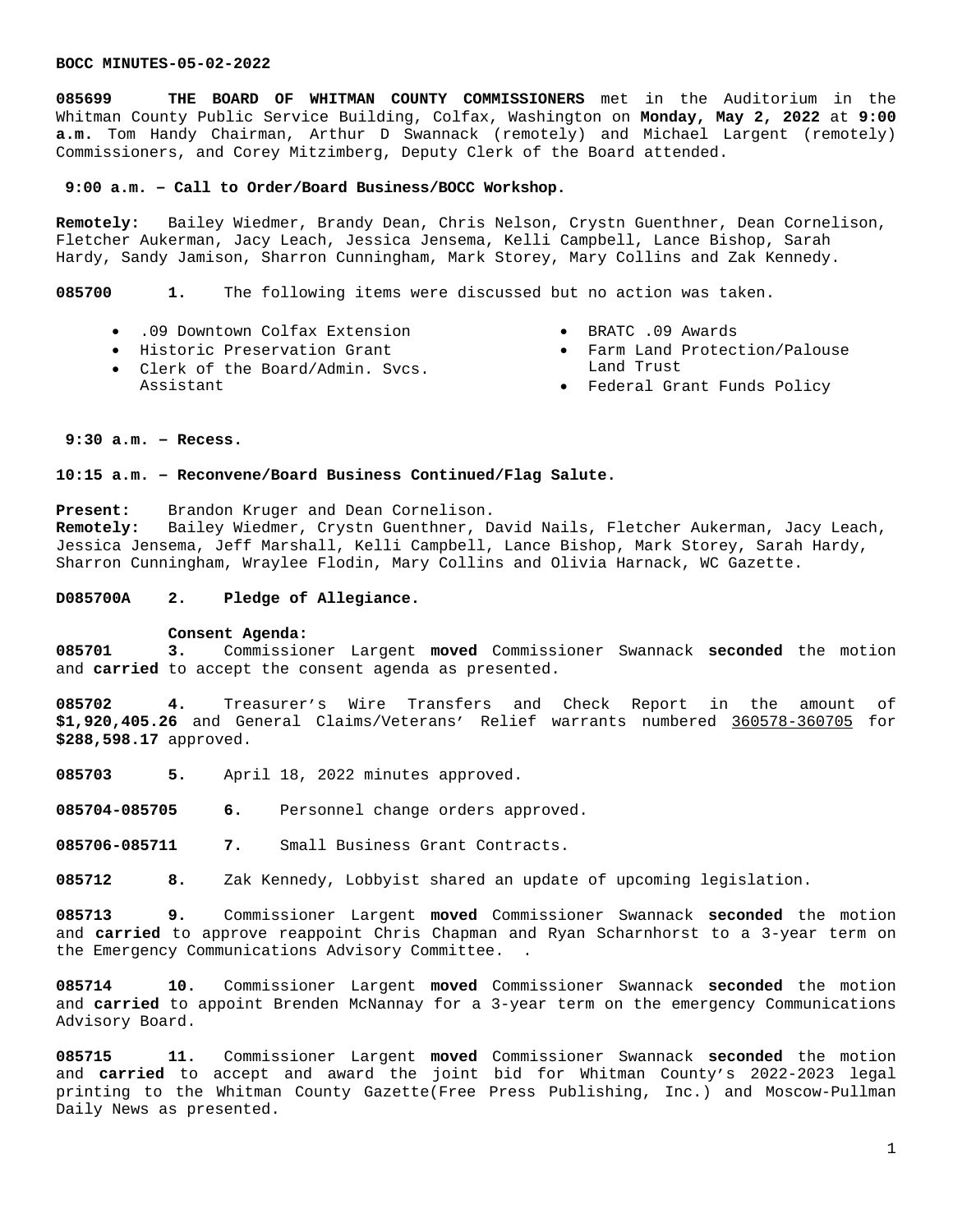**BOCC MINUTES-05-02-2022**

**085699 THE BOARD OF WHITMAN COUNTY COMMISSIONERS** met in the Auditorium in the Whitman County Public Service Building, Colfax, Washington on **Monday, May 2, 2022** at **9:00 a.m.** Tom Handy Chairman, Arthur D Swannack (remotely) and Michael Largent (remotely) Commissioners, and Corey Mitzimberg, Deputy Clerk of the Board attended.

**9:00 a.m. – Call to Order/Board Business/BOCC Workshop.**

**Remotely:** Bailey Wiedmer, Brandy Dean, Chris Nelson, Crystn Guenthner, Dean Cornelison, Fletcher Aukerman, Jacy Leach, Jessica Jensema, Kelli Campbell, Lance Bishop, Sarah Hardy, Sandy Jamison, Sharron Cunningham, Mark Storey, Mary Collins and Zak Kennedy.

**085700 1.** The following items were discussed but no action was taken.

- .09 Downtown Colfax Extension
- Historic Preservation Grant
- Clerk of the Board/Admin. Svcs. Assistant
- BRATC .09 Awards
- Farm Land Protection/Palouse Land Trust
- Federal Grant Funds Policy

**9:30 a.m. – Recess.**

**10:15 a.m. – Reconvene/Board Business Continued/Flag Salute.**

**Present:** Brandon Kruger and Dean Cornelison.
**Remotely:** Bailey Wiedmer, Crystn Guenthner, David Nails, Fletcher Aukerman, Jacy Leach, Jessica Jensema, Jeff Marshall, Kelli Campbell, Lance Bishop, Mark Storey, Sarah Hardy, Sharron Cunningham, Wraylee Flodin, Mary Collins and Olivia Harnack, WC Gazette.

**D085700A 2. Pledge of Allegiance.**

**Consent Agenda:**

**085701 3.** Commissioner Largent **moved** Commissioner Swannack **seconded** the motion and **carried** to accept the consent agenda as presented.

**085702 4.** Treasurer's Wire Transfers and Check Report in the amount of **$1,920,405.26** and General Claims/Veterans' Relief warrants numbered <u>360578-360705</u> for **$288,598.17** approved.

**085703 5.** April 18, 2022 minutes approved.

**085704-085705 6.** Personnel change orders approved.

**085706-085711 7.** Small Business Grant Contracts.

**085712 8.** Zak Kennedy, Lobbyist shared an update of upcoming legislation.

**085713 9.** Commissioner Largent **moved** Commissioner Swannack **seconded** the motion and **carried** to approve reappoint Chris Chapman and Ryan Scharnhorst to a 3-year term on the Emergency Communications Advisory Committee. .

**085714 10.** Commissioner Largent **moved** Commissioner Swannack **seconded** the motion and **carried** to appoint Brenden McNannay for a 3-year term on the emergency Communications Advisory Board.

**085715 11.** Commissioner Largent **moved** Commissioner Swannack **seconded** the motion and **carried** to accept and award the joint bid for Whitman County's 2022-2023 legal printing to the Whitman County Gazette(Free Press Publishing, Inc.) and Moscow-Pullman Daily News as presented.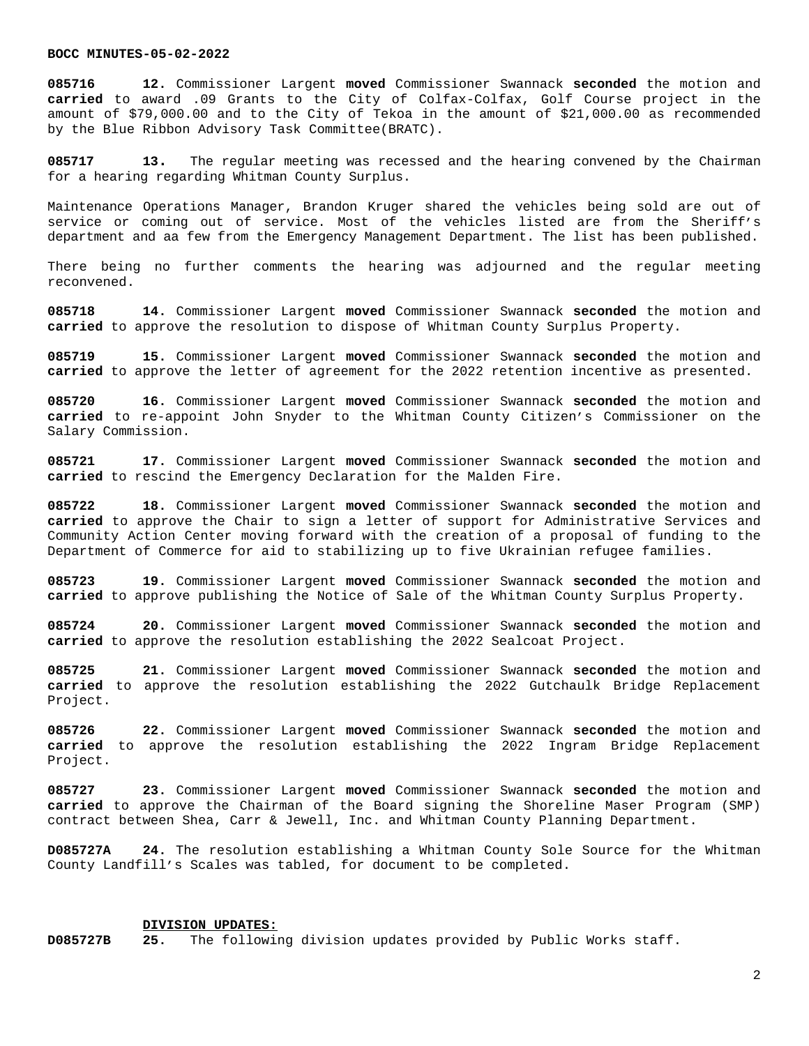**085716** **12.** Commissioner Largent **moved** Commissioner Swannack **seconded** the motion and **carried** to award .09 Grants to the City of Colfax-Colfax, Golf Course project in the amount of $79,000.00 and to the City of Tekoa in the amount of $21,000.00 as recommended by the Blue Ribbon Advisory Task Committee(BRATC).

**085717** **13.** The regular meeting was recessed and the hearing convened by the Chairman for a hearing regarding Whitman County Surplus.

Maintenance Operations Manager, Brandon Kruger shared the vehicles being sold are out of service or coming out of service. Most of the vehicles listed are from the Sheriff's department and aa few from the Emergency Management Department. The list has been published.

There being no further comments the hearing was adjourned and the regular meeting reconvened.

**085718** **14.** Commissioner Largent **moved** Commissioner Swannack **seconded** the motion and **carried** to approve the resolution to dispose of Whitman County Surplus Property.

**085719** **15.** Commissioner Largent **moved** Commissioner Swannack **seconded** the motion and **carried** to approve the letter of agreement for the 2022 retention incentive as presented.

**085720** **16.** Commissioner Largent **moved** Commissioner Swannack **seconded** the motion and **carried** to re-appoint John Snyder to the Whitman County Citizen's Commissioner on the Salary Commission.

**085721** **17.** Commissioner Largent **moved** Commissioner Swannack **seconded** the motion and **carried** to rescind the Emergency Declaration for the Malden Fire.

**085722** **18.** Commissioner Largent **moved** Commissioner Swannack **seconded** the motion and **carried** to approve the Chair to sign a letter of support for Administrative Services and Community Action Center moving forward with the creation of a proposal of funding to the Department of Commerce for aid to stabilizing up to five Ukrainian refugee families.

**085723** **19.** Commissioner Largent **moved** Commissioner Swannack **seconded** the motion and **carried** to approve publishing the Notice of Sale of the Whitman County Surplus Property.

**085724** **20.** Commissioner Largent **moved** Commissioner Swannack **seconded** the motion and **carried** to approve the resolution establishing the 2022 Sealcoat Project.

**085725** **21.** Commissioner Largent **moved** Commissioner Swannack **seconded** the motion and **carried** to approve the resolution establishing the 2022 Gutchaulk Bridge Replacement Project.

**085726** **22.** Commissioner Largent **moved** Commissioner Swannack **seconded** the motion and **carried** to approve the resolution establishing the 2022 Ingram Bridge Replacement Project.

**085727** **23.** Commissioner Largent **moved** Commissioner Swannack **seconded** the motion and **carried** to approve the Chairman of the Board signing the Shoreline Maser Program (SMP) contract between Shea, Carr & Jewell, Inc. and Whitman County Planning Department.

**D085727A** **24.** The resolution establishing a Whitman County Sole Source for the Whitman County Landfill's Scales was tabled, for document to be completed.

**DIVISION UPDATES:**

**D085727B** **25.** The following division updates provided by Public Works staff.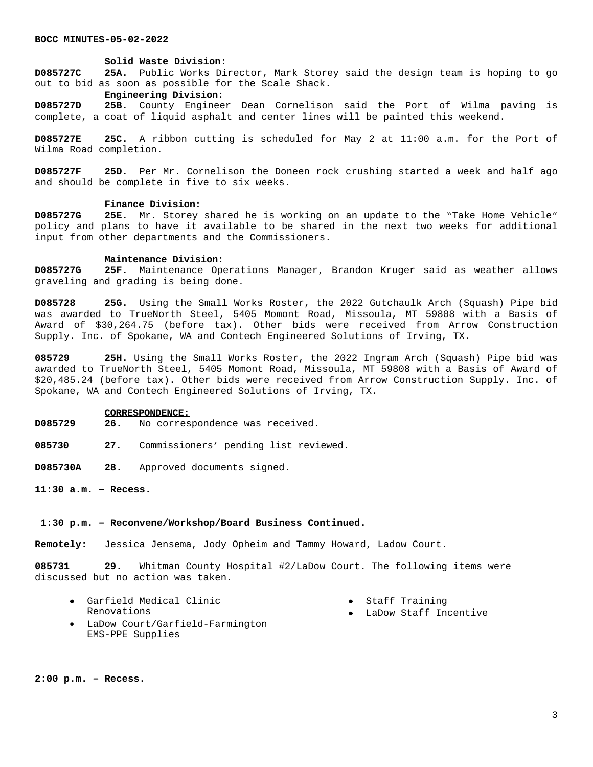**Solid Waste Division:**

**D085727C** **25A.** Public Works Director, Mark Storey said the design team is hoping to go out to bid as soon as possible for the Scale Shack.

**Engineering Division:**

**D085727D** **25B.** County Engineer Dean Cornelison said the Port of Wilma paving is complete, a coat of liquid asphalt and center lines will be painted this weekend.

**D085727E** **25C.** A ribbon cutting is scheduled for May 2 at 11:00 a.m. for the Port of Wilma Road completion.

**D085727F** **25D.** Per Mr. Cornelison the Doneen rock crushing started a week and half ago and should be complete in five to six weeks.

**Finance Division:**

**D085727G** **25E.** Mr. Storey shared he is working on an update to the "Take Home Vehicle" policy and plans to have it available to be shared in the next two weeks for additional input from other departments and the Commissioners.

**Maintenance Division:**

**D085727G** **25F.** Maintenance Operations Manager, Brandon Kruger said as weather allows graveling and grading is being done.

**D085728** **25G.** Using the Small Works Roster, the 2022 Gutchaulk Arch (Squash) Pipe bid was awarded to TrueNorth Steel, 5405 Momont Road, Missoula, MT 59808 with a Basis of Award of $30,264.75 (before tax). Other bids were received from Arrow Construction Supply. Inc. of Spokane, WA and Contech Engineered Solutions of Irving, TX.

**085729** **25H.** Using the Small Works Roster, the 2022 Ingram Arch (Squash) Pipe bid was awarded to TrueNorth Steel, 5405 Momont Road, Missoula, MT 59808 with a Basis of Award of $20,485.24 (before tax). Other bids were received from Arrow Construction Supply. Inc. of Spokane, WA and Contech Engineered Solutions of Irving, TX.

**CORRESPONDENCE:**

**D085729** **26.** No correspondence was received.

**085730** **27.** Commissioners' pending list reviewed.

**D085730A** **28.** Approved documents signed.

**11:30 a.m. – Recess.**

**1:30 p.m. – Reconvene/Workshop/Board Business Continued.**

**Remotely:** Jessica Jensema, Jody Opheim and Tammy Howard, Ladow Court.

**085731** **29.** Whitman County Hospital #2/LaDow Court. The following items were discussed but no action was taken.

- Garfield Medical Clinic Renovations
- LaDow Court/Garfield-Farmington EMS-PPE Supplies
- Staff Training
- LaDow Staff Incentive

**2:00 p.m. – Recess.**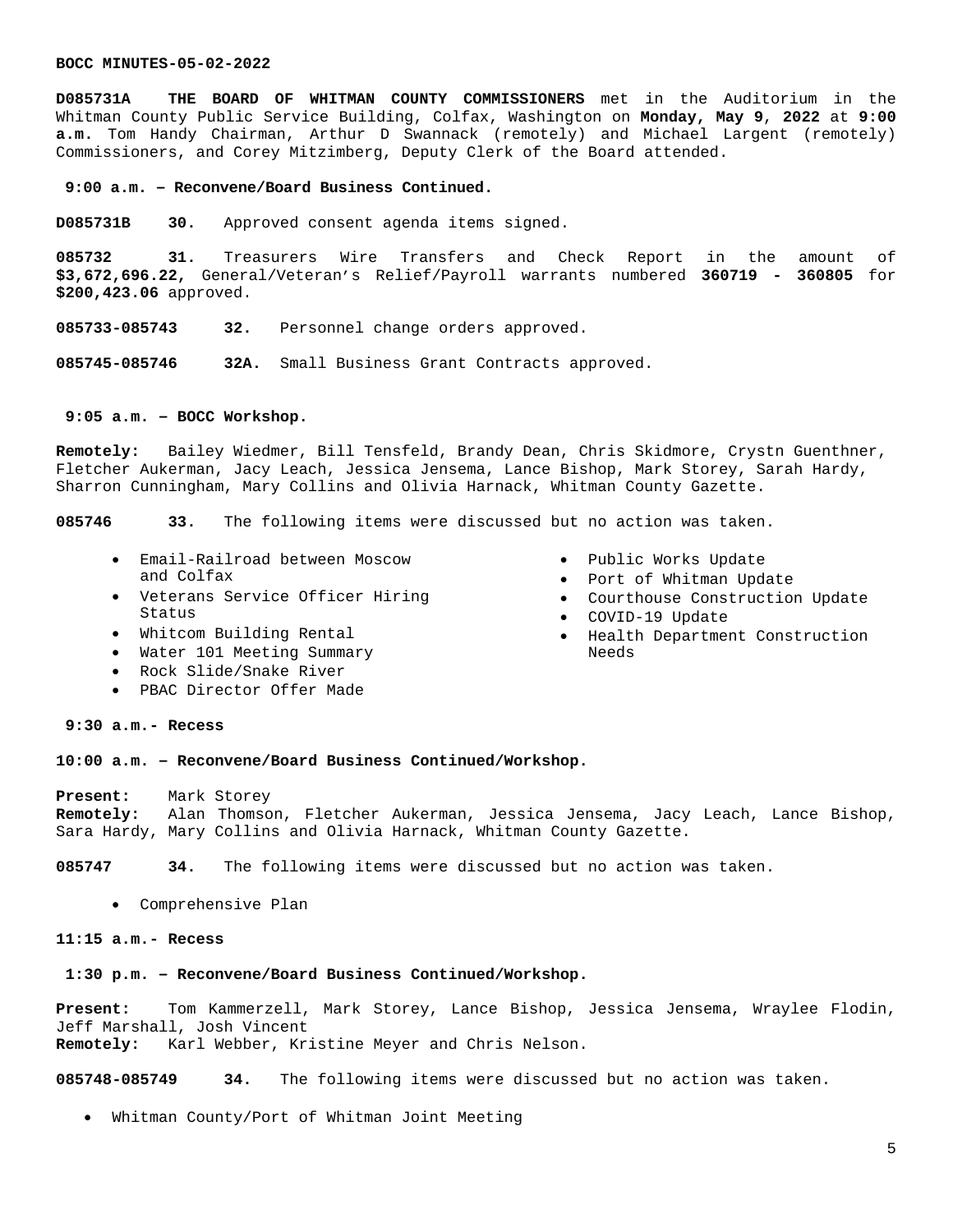**BOCC MINUTES-05-02-2022**

**D085731A THE BOARD OF WHITMAN COUNTY COMMISSIONERS** met in the Auditorium in the Whitman County Public Service Building, Colfax, Washington on **Monday, May 9, 2022** at **9:00 a.m.** Tom Handy Chairman, Arthur D Swannack (remotely) and Michael Largent (remotely) Commissioners, and Corey Mitzimberg, Deputy Clerk of the Board attended.

**9:00 a.m. – Reconvene/Board Business Continued.**

**D085731B 30.** Approved consent agenda items signed.

**085732 31.** Treasurers Wire Transfers and Check Report in the amount of **$3,672,696.22,** General/Veteran's Relief/Payroll warrants numbered **360719 - 360805** for **$200,423.06** approved.

**085733-085743 32.** Personnel change orders approved.

**085745-085746 32A.** Small Business Grant Contracts approved.

**9:05 a.m. – BOCC Workshop.**

**Remotely:** Bailey Wiedmer, Bill Tensfeld, Brandy Dean, Chris Skidmore, Crystn Guenthner, Fletcher Aukerman, Jacy Leach, Jessica Jensema, Lance Bishop, Mark Storey, Sarah Hardy, Sharron Cunningham, Mary Collins and Olivia Harnack, Whitman County Gazette.

**085746 33.** The following items were discussed but no action was taken.

- Email-Railroad between Moscow and Colfax
- Veterans Service Officer Hiring Status
- Whitcom Building Rental
- Water 101 Meeting Summary
- Rock Slide/Snake River
- PBAC Director Offer Made
- Public Works Update
- Port of Whitman Update
- Courthouse Construction Update
- COVID-19 Update
- Health Department Construction Needs

**9:30 a.m.- Recess**

**10:00 a.m. – Reconvene/Board Business Continued/Workshop.**

**Present:** Mark Storey
**Remotely:** Alan Thomson, Fletcher Aukerman, Jessica Jensema, Jacy Leach, Lance Bishop, Sara Hardy, Mary Collins and Olivia Harnack, Whitman County Gazette.

**085747 34.** The following items were discussed but no action was taken.

- Comprehensive Plan

**11:15 a.m.- Recess**

**1:30 p.m. – Reconvene/Board Business Continued/Workshop.**

**Present:** Tom Kammerzell, Mark Storey, Lance Bishop, Jessica Jensema, Wraylee Flodin, Jeff Marshall, Josh Vincent
**Remotely:** Karl Webber, Kristine Meyer and Chris Nelson.

**085748-085749 34.** The following items were discussed but no action was taken.

- Whitman County/Port of Whitman Joint Meeting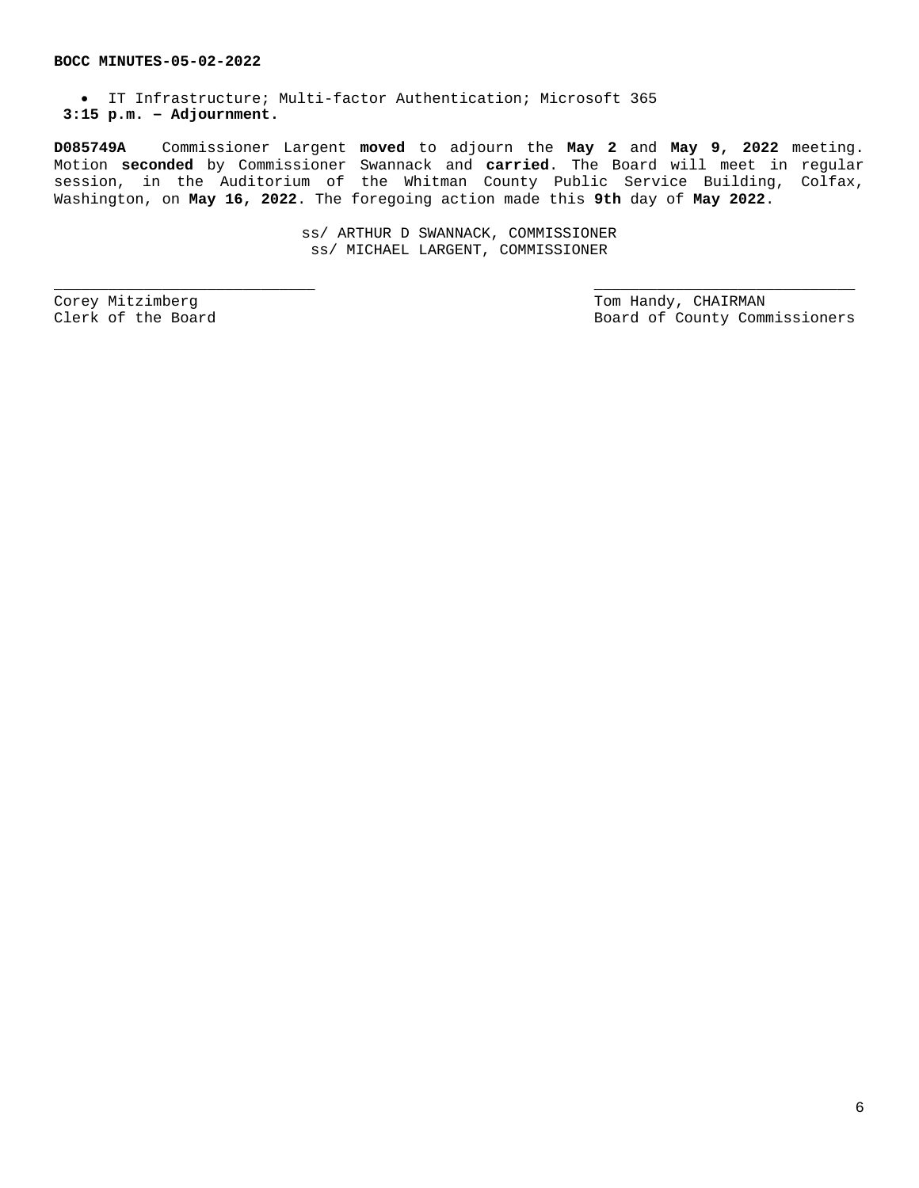- IT Infrastructure; Multi-factor Authentication; Microsoft 365

**3:15 p.m. – Adjournment.**

**D085749A** Commissioner Largent **moved** to adjourn the **May 2** and **May 9, 2022** meeting. Motion **seconded** by Commissioner Swannack and **carried**. The Board will meet in regular session, in the Auditorium of the Whitman County Public Service Building, Colfax, Washington, on **May 16, 2022**. The foregoing action made this **9th** day of **May 2022**.

ss/ ARTHUR D SWANNACK, COMMISSIONER
ss/ MICHAEL LARGENT, COMMISSIONER

\_\_\_\_\_\_\_\_\_\_\_\_\_\_\_\_\_\_\_\_\_\_\_\_\_\_\_\_\_\_
Corey Mitzimberg
Clerk of the Board

\_\_\_\_\_\_\_\_\_\_\_\_\_\_\_\_\_\_\_\_\_\_\_\_\_\_\_\_\_\_
Tom Handy, CHAIRMAN
Board of County Commissioners